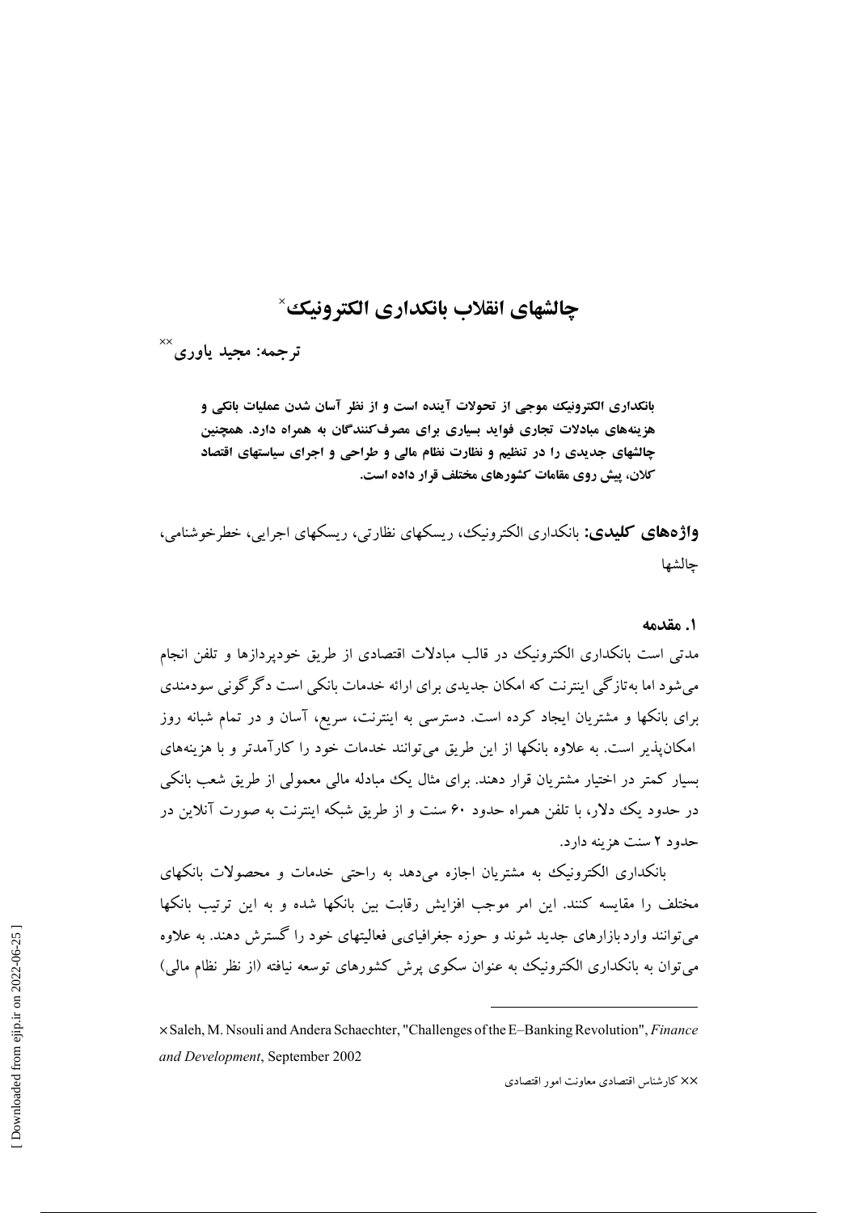# چالشهای انقلاب بانکداری الکترونیک[×]

**ترجمه: مجید یاوری**[××]

**بانکداری الکترونیک موجی از تحولات آینده است و از نظر آسان شدن عملیات بانکی و هزینه‌های مبادلات تجاری فواید بسیاری برای مصرف‌کنندگان به همراه دارد. همچنین چالشهای جدیدی را در تنظیم و نظارت نظام مالی و طراحی و اجرای سیاستهای اقتصاد کلان، پیش روی مقامات کشورهای مختلف قرار داده است.**

**واژه‌های کلیدی:** بانکداری الکترونیک، ریسکهای نظارتی، ریسکهای اجرایی، خطرخوشنامی، چالشها

## ۱. مقدمه

مدتی است بانکداری الکترونیک در قالب مبادلات اقتصادی از طریق خودپردازها و تلفن انجام می‌شود اما به‌تازگی اینترنت که امکان جدیدی برای ارائه خدمات بانکی است دگرگونی سودمندی برای بانکها و مشتریان ایجاد کرده است. دسترسی به اینترنت، سریع، آسان و در تمام شبانه روز امکان‌پذیر است. به علاوه بانکها از این طریق می‌توانند خدمات خود را کارآمدتر و با هزینه‌های بسیار کمتر در اختیار مشتریان قرار دهند. برای مثال یک مبادله مالی معمولی از طریق شعب بانکی در حدود یک دلار، با تلفن همراه حدود ۶۰ سنت و از طریق شبکه اینترنت به صورت آنلاین در حدود ۲ سنت هزینه دارد.

بانکداری الکترونیک به مشتریان اجازه می‌دهد به راحتی خدمات و محصولات بانکهای مختلف را مقایسه کنند. این امر موجب افزایش رقابت بین بانکها شده و به این ترتیب بانکها می‌توانند واردبازارهای جدید شوند و حوزه جغرافیایی فعالیتهای خود را گسترش دهند. به علاوه می‌توان به بانکداری الکترونیک به عنوان سکوی پرش کشورهای توسعه نیافته (از نظر نظام مالی)

---

× Saleh, M. Nsouli and Andera Schaechter, "Challenges of the E–Banking Revolution", *Finance and Development*, September 2002

×× کارشناس اقتصادی معاونت امور اقتصادی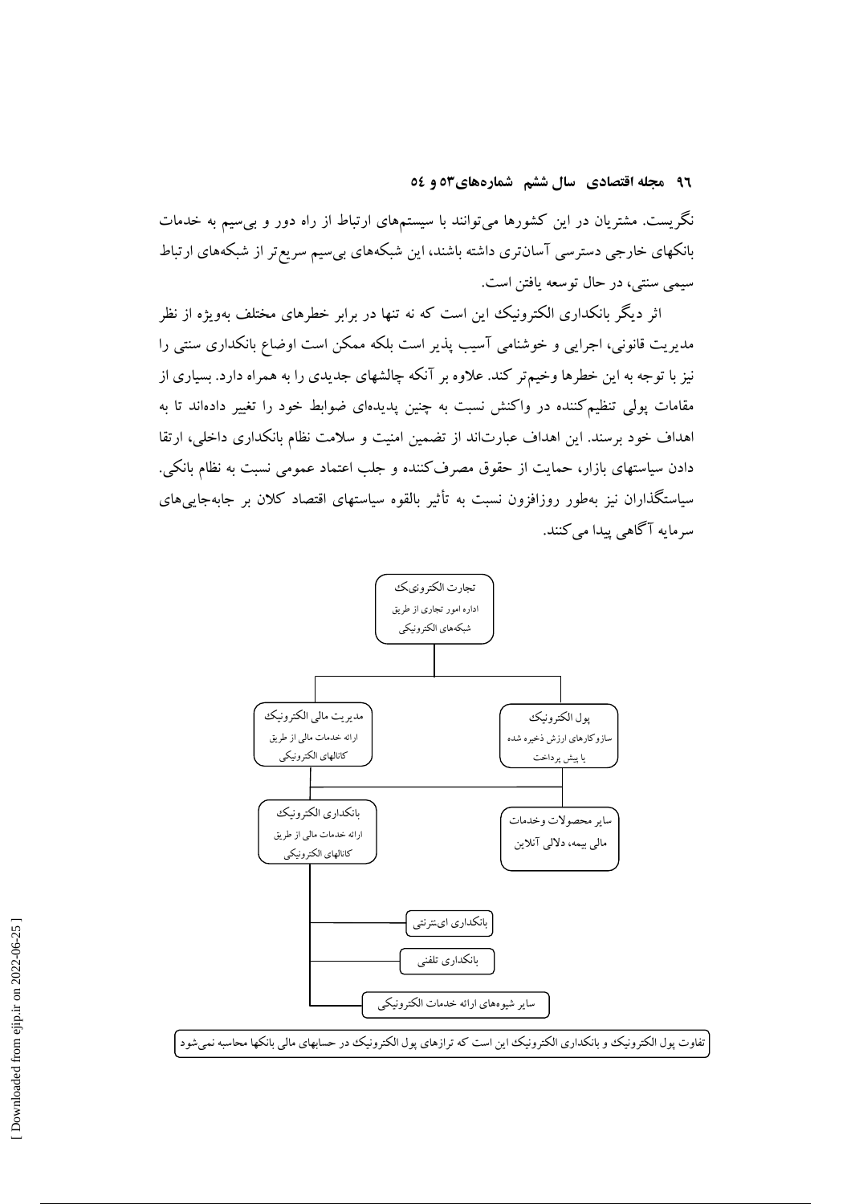نگریست. مشتریان در این کشورها می‌توانند با سیستمهای ارتباط از راه دور و بی‌سیم به خدمات بانکهای خارجی دسترسی آسان‌تری داشته باشند، این شبکه‌های بی‌سیم سریع‌تر از شبکه‌های ارتباط سیمی سنتی، در حال توسعه یافتن است.

اثر دیگر بانکداری الکترونیک این است که نه تنها در برابر خطرهای مختلف به‌ویژه از نظر مدیریت قانونی، اجرایی و خوشنامی آسیب پذیر است بلکه ممکن است اوضاع بانکداری سنتی را نیز با توجه به این خطرها وخیم‌تر کند. علاوه بر آنکه چالشهای جدیدی را به همراه دارد. بسیاری از مقامات پولی تنظیم‌کننده در واکنش نسبت به چنین پدیده‌ای ضوابط خود را تغییر داده‌اند تا به اهداف خود برسند. این اهداف عبارت‌اند از تضمین امنیت و سلامت نظام بانکداری داخلی، ارتقا دادن سیاستهای بازار، حمایت از حقوق مصرف‌کننده و جلب اعتماد عمومی نسبت به نظام بانکی. سیاستگذاران نیز به‌طور روزافزون نسبت به تأثیر بالقوه سیاستهای اقتصاد کلان بر جابه‌جایی‌های سرمایه آگاهی پیدا می‌کنند.

- تجارت الکترونیک — اداره امور تجاری از طریق شبکه‌های الکترونیکی
  - پول الکترونیک — سازوکارهای ارزش ذخیره شده یا پیش پرداخت
  - مدیریت مالی الکترونیک — ارائه خدمات مالی از طریق کانالهای الکترونیکی
    - سایر محصولات وخدمات مالی بیمه، دلالی آنلاین
    - بانکداری الکترونیک — ارائه خدمات مالی از طریق کانالهای الکترونیکی
      - بانکداری اینترنتی
      - بانکداری تلفنی
      - سایر شیوه‌های ارائه خدمات الکترونیکی

تفاوت پول الکترونیک و بانکداری الکترونیک این است که ترازهای پول الکترونیک در حسابهای مالی بانکها محاسبه نمی‌شود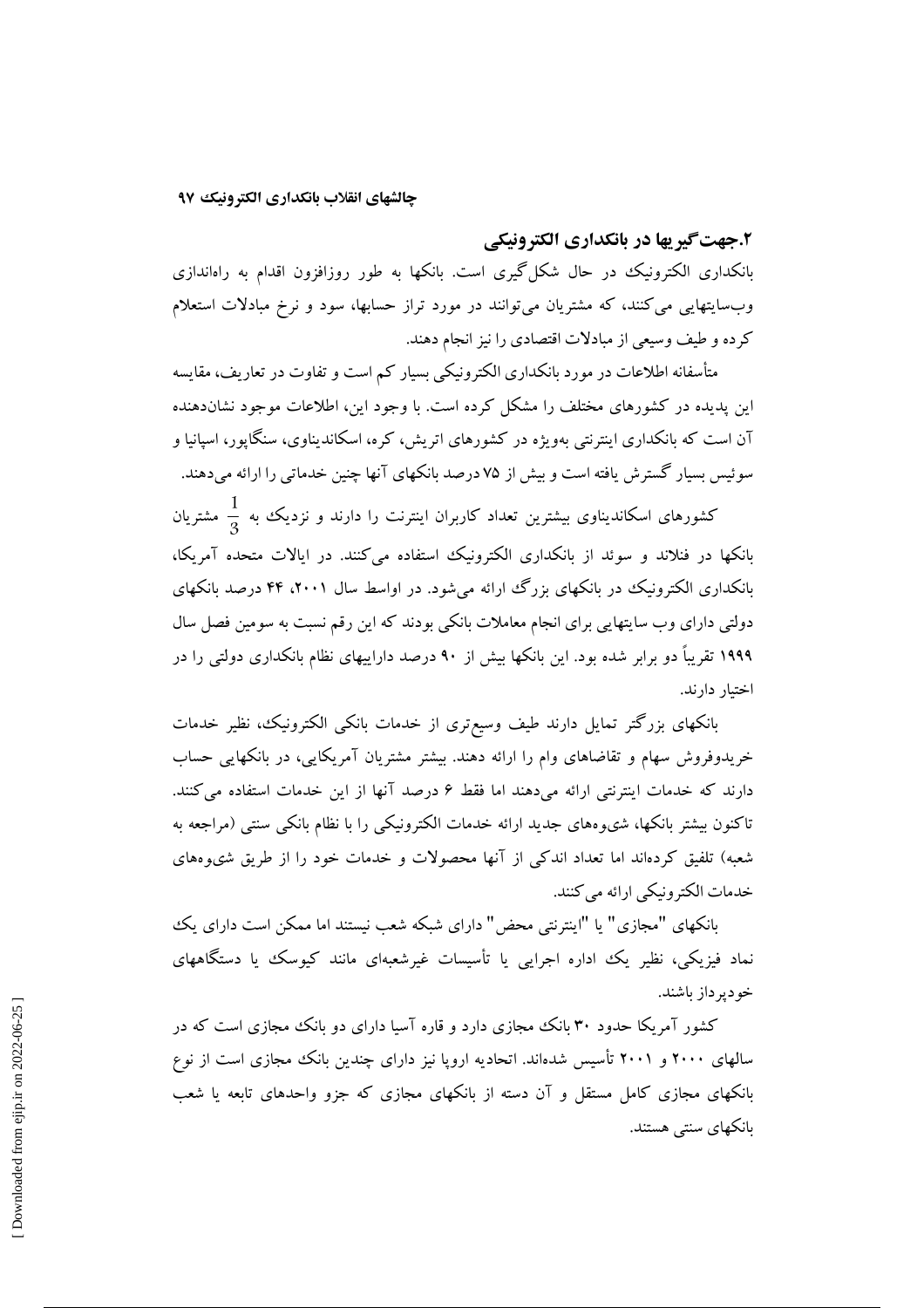## ۲.جهت‌گیریها در بانکداری الکترونیکی

بانکداری الکترونیک در حال شکل‌گیری است. بانکها به طور روزافزون اقدام به راه‌اندازی وب‌سایتهایی می‌کنند، که مشتریان می‌توانند در مورد تراز حسابها، سود و نرخ مبادلات استعلام کرده و طیف وسیعی از مبادلات اقتصادی را نیز انجام دهند.

متأسفانه اطلاعات در مورد بانکداری الکترونیکی بسیار کم است و تفاوت در تعاریف، مقایسه این پدیده در کشورهای مختلف را مشکل کرده است. با وجود این، اطلاعات موجود نشان‌دهنده آن است که بانکداری اینترنتی به‌ویژه در کشورهای اتریش، کره، اسکاندیناوی، سنگاپور، اسپانیا و سوئیس بسیار گسترش یافته است و بیش از ۷۵ درصد بانکهای آنها چنین خدماتی را ارائه می‌دهند.

کشورهای اسکاندیناوی بیشترین تعداد کاربران اینترنت را دارند و نزدیک به $\frac{1}{3}$ مشتریان بانکها در فنلاند و سوئد از بانکداری الکترونیک استفاده می‌کنند. در ایالات متحده آمریکا، بانکداری الکترونیک در بانکهای بزرگ ارائه می‌شود. در اواسط سال ۲۰۰۱، ۴۴ درصد بانکهای دولتی دارای وب سایتهایی برای انجام معاملات بانکی بودند که این رقم نسبت به سومین فصل سال ۱۹۹۹ تقریباً دو برابر شده بود. این بانکها بیش از ۹۰ درصد داراییهای نظام بانکداری دولتی را در اختیار دارند.

بانکهای بزرگتر تمایل دارند طیف وسیع‌تری از خدمات بانکی الکترونیک، نظیر خدمات خریدوفروش سهام و تقاضاهای وام را ارائه دهند. بیشتر مشتریان آمریکایی، در بانکهایی حساب دارند که خدمات اینترنتی ارائه می‌دهند اما فقط ۶ درصد آنها از این خدمات استفاده می‌کنند. تاکنون بیشتر بانکها، شیوه‌های جدید ارائه خدمات الکترونیکی را با نظام بانکی سنتی (مراجعه به شعبه) تلفیق کرده‌اند اما تعداد اندکی از آنها محصولات و خدمات خود را از طریق شیوه‌های خدمات الکترونیکی ارائه می‌کنند.

بانکهای "مجازی" یا "اینترنتی محض" دارای شبکه شعب نیستند اما ممکن است دارای یک نماد فیزیکی، نظیر یک اداره اجرایی یا تأسیسات غیرشعبه‌ای مانند کیوسک یا دستگاههای خودپرداز باشند.

کشور آمریکا حدود ۳۰ بانک مجازی دارد و قاره آسیا دارای دو بانک مجازی است که در سالهای ۲۰۰۰ و ۲۰۰۱ تأسیس شده‌اند. اتحادیه اروپا نیز دارای چندین بانک مجازی است از نوع بانکهای مجازی کامل مستقل و آن دسته از بانکهای مجازی که جزو واحدهای تابعه یا شعب بانکهای سنتی هستند.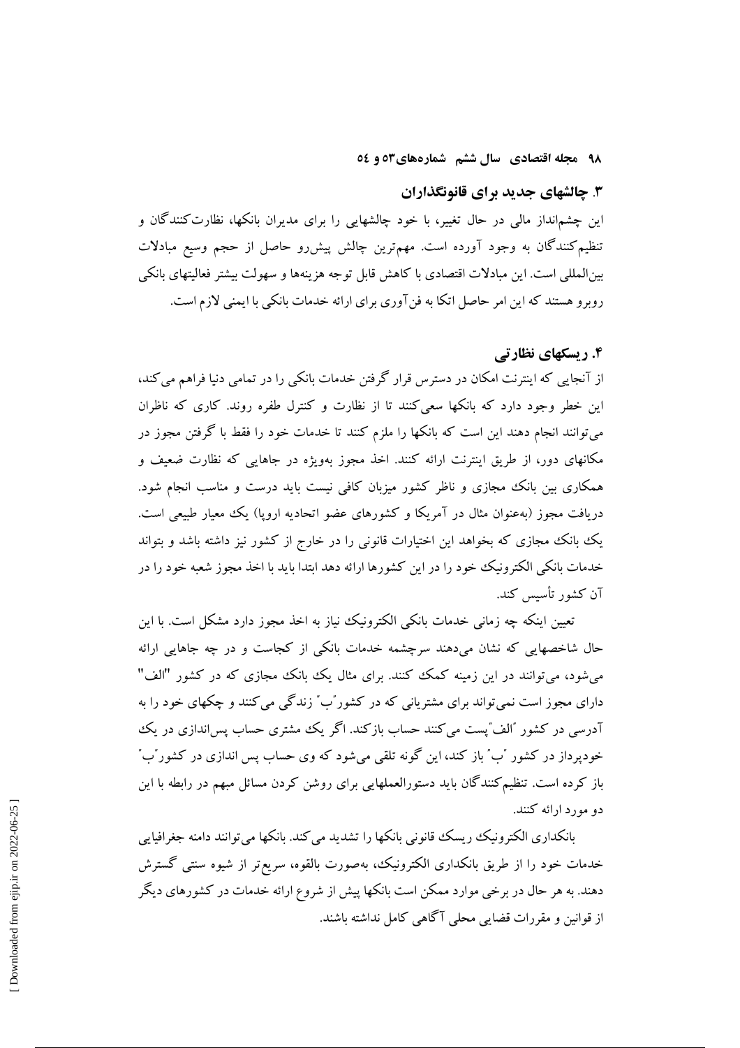## ۳. چالشهای جدید برای قانونگذاران

این چشم‌انداز مالی در حال تغییر، با خود چالشهایی را برای مدیران بانکها، نظارت‌کنندگان و تنظیم‌کنندگان به وجود آورده است. مهم‌ترین چالش پیش‌رو حاصل از حجم وسیع مبادلات بین‌المللی است. این مبادلات اقتصادی با کاهش قابل توجه هزینه‌ها و سهولت بیشتر فعالیتهای بانکی روبرو هستند که این امر حاصل اتکا به فن‌آوری برای ارائه خدمات بانکی با ایمنی لازم است.

## ۴. ریسکهای نظارتی

از آنجایی که اینترنت امکان در دسترس قرار گرفتن خدمات بانکی را در تمامی دنیا فراهم می‌کند، این خطر وجود دارد که بانکها سعی‌کنند تا از نظارت و کنترل طفره روند. کاری که ناظران می‌توانند انجام دهند این است که بانکها را ملزم کنند تا خدمات خود را فقط با گرفتن مجوز در مکانهای دور، از طریق اینترنت ارائه کنند. اخذ مجوز بویژه در جاهایی که نظارت ضعیف و همکاری بین بانک مجازی و ناظر کشور میزبان کافی نیست باید درست و مناسب انجام شود. دریافت مجوز (به‌عنوان مثال در آمریکا و کشورهای عضو اتحادیه اروپا) یک معیار طبیعی است. یک بانک مجازی که بخواهد این اختیارات قانونی را در خارج از کشور نیز داشته باشد و بتواند خدمات بانکی الکترونیک خود را در این کشورها ارائه دهد ابتدا باید با اخذ مجوز شعبه خود را در آن کشور تأسیس کند.

تعیین اینکه چه زمانی خدمات بانکی الکترونیک نیاز به اخذ مجوز دارد مشکل است. با این حال شاخصهایی که نشان می‌دهند سرچشمه خدمات بانکی از کجاست و در چه جاهایی ارائه می‌شود، می‌توانند در این زمینه کمک کنند. برای مثال یک بانک مجازی که در کشور "الف" دارای مجوز است نمی‌تواند برای مشتریانی که در کشور"ب" زندگی می‌کنند و چکهای خود را به آدرسی در کشور "الف"پست می‌کنند حساب بازکند. اگر یک مشتری حساب پس‌اندازی در یک خودپرداز در کشور "ب" باز کند، این گونه تلقی می‌شود که وی حساب پس اندازی در کشور"ب" باز کرده است. تنظیم‌کنندگان باید دستورالعملهایی برای روشن کردن مسائل مبهم در رابطه با این دو مورد ارائه کنند.

بانکداری الکترونیک ریسک قانونی بانکها را تشدید می‌کند. بانکها می‌توانند دامنه جغرافیایی خدمات خود را از طریق بانکداری الکترونیک، به‌صورت بالقوه، سریع‌تر از شیوه سنتی گسترش دهند. به هر حال در برخی موارد ممکن است بانکها پیش از شروع ارائه خدمات در کشورهای دیگر از قوانین و مقررات قضایی محلی آگاهی کامل نداشته باشند.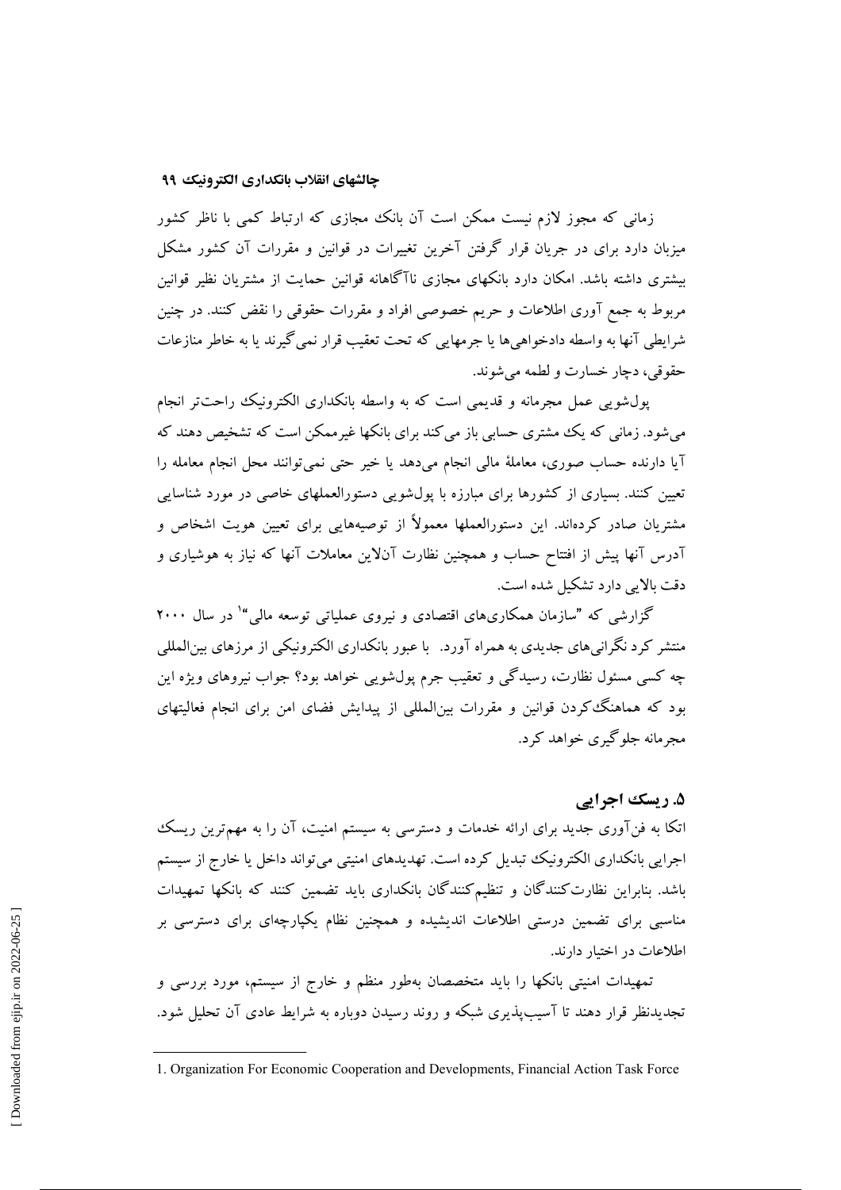زمانی که مجوز لازم نیست ممکن است آن بانک مجازی که ارتباط کمی با ناظر کشور میزبان دارد برای در جریان قرار گرفتن آخرین تغییرات در قوانین و مقررات آن کشور مشکل بیشتری داشته باشد. امکان دارد بانکهای مجازی ناآگاهانه قوانین حمایت از مشتریان نظیر قوانین مربوط به جمع آوری اطلاعات و حریم خصوصی افراد و مقررات حقوقی را نقض کنند. در چنین شرایطی آنها به واسطه دادخواهی‌ها یا جرمهایی که تحت تعقیب قرار نمی‌گیرند یا به خاطر منازعات حقوقی، دچار خسارت و لطمه می‌شوند.

پول‌شویی عمل مجرمانه و قدیمی است که به واسطه بانکداری الکترونیک راحت‌تر انجام می‌شود. زمانی که یک مشتری حسابی باز می‌کند برای بانکها غیرممکن است که تشخیص دهند که آیا دارنده حساب صوری، معاملهٔ مالی انجام می‌دهد یا خیر حتی نمی‌توانند محل انجام معامله را تعیین کنند. بسیاری از کشورها برای مبارزه با پول‌شویی دستورالعملهای خاصی در مورد شناسایی مشتریان صادر کرده‌اند. این دستورالعملها معمولاً از توصیه‌هایی برای تعیین هویت اشخاص و آدرس آنها پیش از افتتاح حساب و همچنین نظارت آن‌لاین معاملات آنها که نیاز به هوشیاری و دقت بالایی دارد تشکیل شده است.

گزارشی که "سازمان همکاری‌های اقتصادی و نیروی عملیاتی توسعه مالی"[1] در سال ۲۰۰۰ منتشر کرد نگرانی‌های جدیدی به همراه آورد. با عبور بانکداری الکترونیکی از مرزهای بین‌المللی چه کسی مسئول نظارت، رسیدگی و تعقیب جرم پول‌شویی خواهد بود؟ جواب نیروهای ویژه این بود که هماهنگ‌کردن قوانین و مقررات بین‌المللی از پیدایش فضای امن برای انجام فعالیتهای مجرمانه جلوگیری خواهد کرد.

## ۵. ریسک اجرایی

اتکا به فن‌آوری جدید برای ارائه خدمات و دسترسی به سیستم امنیت، آن را به مهم‌ترین ریسک اجرایی بانکداری الکترونیک تبدیل کرده است. تهدیدهای امنیتی می‌تواند داخل یا خارج از سیستم باشد. بنابراین نظارت‌کنندگان و تنظیم‌کنندگان بانکداری باید تضمین کنند که بانکها تمهیدات مناسبی برای تضمین درستی اطلاعات اندیشیده و همچنین نظام یکپارچه‌ای برای دسترسی بر اطلاعات در اختیار دارند.

تمهیدات امنیتی بانکها را باید متخصصان به‌طور منظم و خارج از سیستم، مورد بررسی و تجدیدنظر قرار دهند تا آسیب‌پذیری شبکه و روند رسیدن دوباره به شرایط عادی آن تحلیل شود.

---

1. Organization For Economic Cooperation and Developments, Financial Action Task Force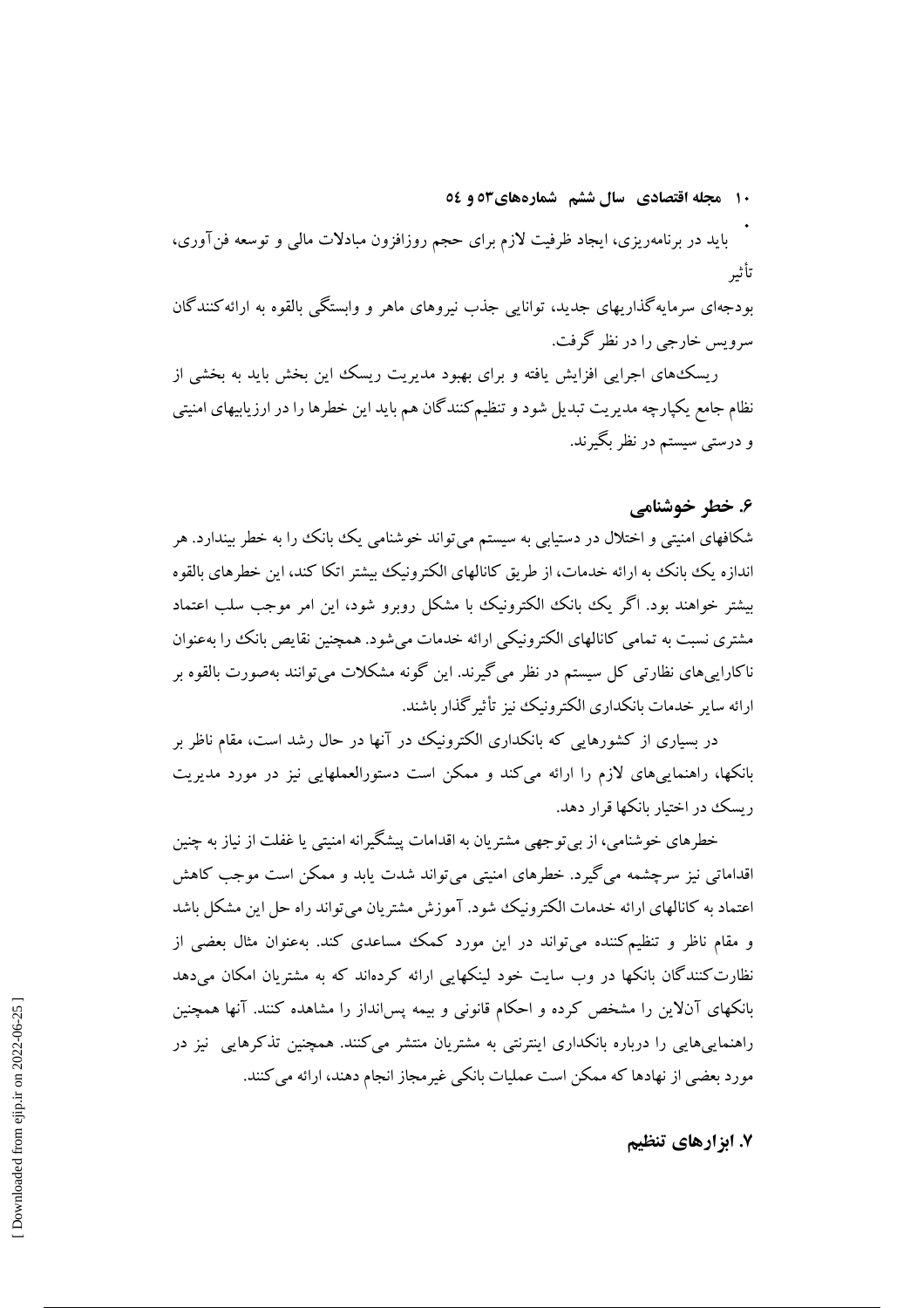باید در برنامه‌ریزی، ایجاد ظرفیت لازم برای حجم روزافزون مبادلات مالی و توسعه فن‌آوری، تأثیر

بودجه‌ای سرمایه‌گذاریهای جدید، توانایی جذب نیروهای ماهر و وابستگی بالقوه به ارائه‌کنندگان سرویس خارجی را در نظر گرفت.

ریسک‌های اجرایی افزایش یافته و برای بهبود مدیریت ریسک این بخش باید به بخشی از نظام جامع یکپارچه مدیریت تبدیل شود و تنظیم‌کنندگان هم باید این خطرها را در ارزیابیهای امنیتی و درستی سیستم در نظر بگیرند.

## ۶. خطر خوشنامی

شکافهای امنیتی و اختلال در دستیابی به سیستم می‌تواند خوشنامی یک بانک را به خطر بیندارد. هر اندازه یک بانک به ارائه خدمات، از طریق کانالهای الکترونیک بیشتر اتکا کند، این خطرهای بالقوه بیشتر خواهند بود. اگر یک بانک الکترونیک با مشکل روبرو شود، این امر موجب سلب اعتماد مشتری نسبت به تمامی کانالهای الکترونیکی ارائه خدمات می‌شود. همچنین نقایص بانک را به‌عنوان ناکاراییهای نظارتی کل سیستم در نظر می‌گیرند. این گونه مشکلات می‌توانند به‌صورت بالقوه بر ارائه سایر خدمات بانکداری الکترونیک نیز تأثیرگذار باشند.

در بسیاری از کشورهایی که بانکداری الکترونیک در آنها در حال رشد است، مقام ناظر بر بانکها، راهنماییهای لازم را ارائه می‌کند و ممکن است دستورالعملهایی نیز در مورد مدیریت ریسک در اختیار بانکها قرار دهد.

خطرهای خوشنامی، از بی‌توجهی مشتریان به اقدامات پیشگیرانه امنیتی یا غفلت از نیاز به چنین اقداماتی نیز سرچشمه می‌گیرد. خطرهای امنیتی می‌تواند شدت یابد و ممکن است موجب کاهش اعتماد به کانالهای ارائه خدمات الکترونیک شود. آموزش مشتریان می‌تواند راه حل این مشکل باشد و مقام ناظر و تنظیم‌کننده می‌تواند در این مورد کمک مساعدی کند. به‌عنوان مثال بعضی از نظارت‌کنندگان بانکها در وب سایت خود لینکهایی ارائه کرده‌اند که به مشتریان امکان می‌دهد بانکهای آنلاین را مشخص کرده و احکام قانونی و بیمه پس‌انداز را مشاهده کنند. آنها همچنین راهنماییهایی را درباره بانکداری اینترنتی به مشتریان منتشر می‌کنند. همچنین تذکرهایی نیز در مورد بعضی از نهادها که ممکن است عملیات بانکی غیرمجاز انجام دهند، ارائه می‌کنند.

## ۷. ابزارهای تنظیم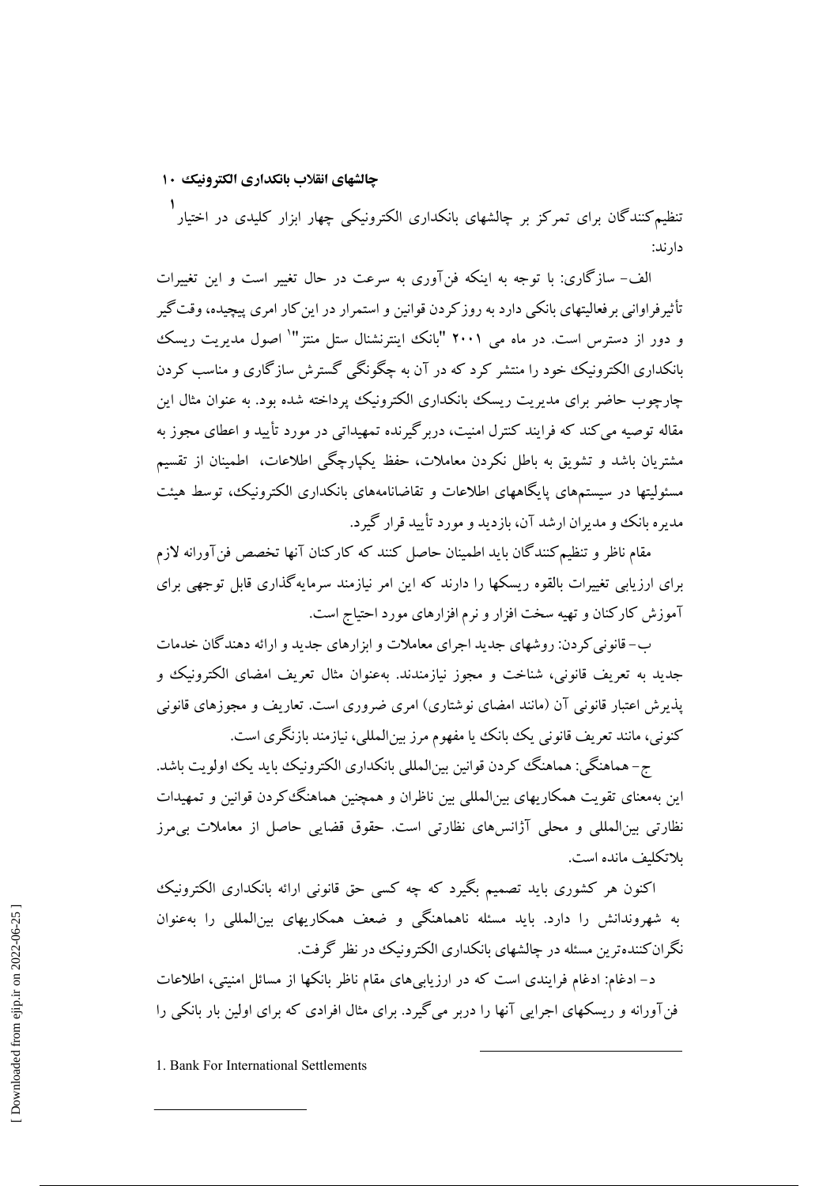## چالشهای انقلاب بانکداری الکترونیک ۱۰

تنظیم‌کنندگان برای تمرکز بر چالشهای بانکداری الکترونیکی چهار ابزار کلیدی در اختیار[۱] دارند:

الف- سازگاری: با توجه به اینکه فن‌آوری به سرعت در حال تغییر است و این تغییرات تأثیرفراوانی برفعالیتهای بانکی دارد به روزکردن قوانین و استمرار در این‌کار امری پیچیده، وقت‌گیر و دور از دسترس است. در ماه می ۲۰۰۱ "بانک اینترنشنال ستل منتز"[۱] اصول مدیریت ریسک بانکداری الکترونیک خود را منتشر کرد که در آن به چگونگی گسترش سازگاری و مناسب کردن چارچوب حاضر برای مدیریت ریسک بانکداری الکترونیک پرداخته شده بود. به عنوان مثال این مقاله توصیه می‌کند که فرایند کنترل امنیت، دربرگیرنده تمهیداتی در مورد تأیید و اعطای مجوز به مشتریان باشد و تشویق به باطل نکردن معاملات، حفظ یکپارچگی اطلاعات، اطمینان از تقسیم مسئولیتها در سیستم‌های پایگاههای اطلاعات و تقاضانامه‌های بانکداری الکترونیک، توسط هیئت مدیره بانک و مدیران ارشد آن، بازدید و مورد تأیید قرار گیرد.

مقام ناظر و تنظیم‌کنندگان باید اطمینان حاصل کنند که کارکنان آنها تخصص فن‌آورانه لازم برای ارزیابی تغییرات بالقوه ریسکها را دارند که این امر نیازمند سرمایه‌گذاری قابل توجهی برای آموزش کارکنان و تهیه سخت افزار و نرم افزارهای مورد احتیاج است.

ب- قانونی‌کردن: روشهای جدید اجرای معاملات و ابزارهای جدید و ارائه دهندگان خدمات جدید به تعریف قانونی، شناخت و مجوز نیازمندند. به‌عنوان مثال تعریف امضای الکترونیک و پذیرش اعتبار قانونی آن (مانند امضای نوشتاری) امری ضروری است. تعاریف و مجوزهای قانونی کنونی، مانند تعریف قانونی یک بانک یا مفهوم مرز بین‌المللی، نیازمند بازنگری است.

ج- هماهنگی: هماهنگ کردن قوانین بین‌المللی بانکداری الکترونیک باید یک اولویت باشد. این به‌معنای تقویت همکاریهای بین‌المللی بین ناظران و همچنین هماهنگ‌کردن قوانین و تمهیدات نظارتی بین‌المللی و محلی آژانس‌های نظارتی است. حقوق قضایی حاصل از معاملات بی‌مرز بلاتکلیف مانده است.

اکنون هر کشوری باید تصمیم بگیرد که چه کسی حق قانونی ارائه بانکداری الکترونیک به شهروندانش را دارد. باید مسئله ناهماهنگی و ضعف همکاریهای بین‌المللی را به‌عنوان نگران‌کننده‌ترین مسئله در چالشهای بانکداری الکترونیک در نظر گرفت.

د- ادغام: ادغام فرایندی است که در ارزیابی‌های مقام ناظر بانکها از مسائل امنیتی، اطلاعات فن‌آورانه و ریسکهای اجرایی آنها را دربر می‌گیرد. برای مثال افرادی که برای اولین بار بانکی را

---

1. Bank For International Settlements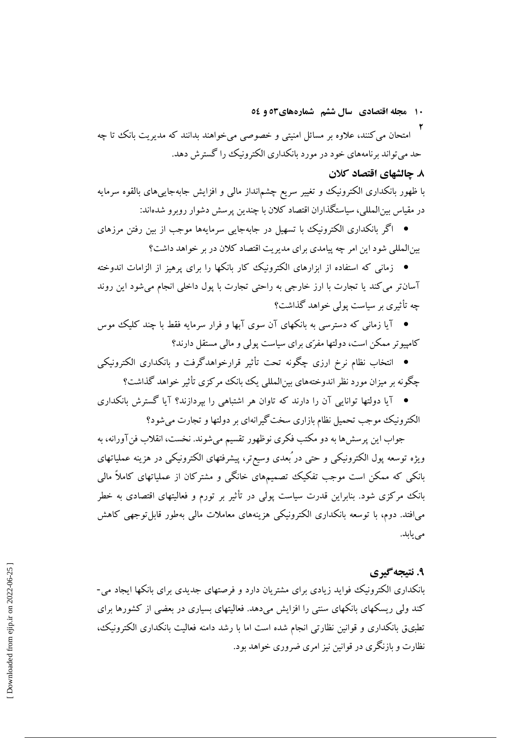امتحان می‌کنند، علاوه بر مسائل امنیتی و خصوصی می‌خواهند بدانند که مدیریت بانک تا چه حد می‌تواند برنامه‌های خود در مورد بانکداری الکترونیک را گسترش دهد.

### ۸. چالشهای اقتصاد کلان

با ظهور بانکداری الکترونیک و تغییر سریع چشم‌انداز مالی و افزایش جابه‌جایی‌های بالقوه سرمایه در مقیاس بین‌المللی، سیاستگذاران اقتصاد کلان با چندین پرسش دشوار روبرو شده‌اند:

- اگر بانکداری الکترونیک با تسهیل در جابه‌جایی سرمایه‌ها موجب از بین رفتن مرزهای بین‌المللی شود این امر چه پیامدی برای مدیریت اقتصاد کلان در بر خواهد داشت؟
- زمانی که استفاده از ابزارهای الکترونیک کار بانکها را برای پرهیز از الزامات اندوخته آسان‌تر می‌کند یا تجارت با ارز خارجی به راحتی تجارت با پول داخلی انجام می‌شود این روند چه تأثیری بر سیاست پولی خواهد گذاشت؟
- آیا زمانی که دسترسی به بانکهای آن سوی آبها و فرار سرمایه فقط با چند کلیک موس کامپیوتر ممکن است، دولتها مفرّی برای سیاست پولی و مالی مستقل دارند؟
- انتخاب نظام نرخ ارزی چگونه تحت تأثیر قرارخواهدگرفت و بانکداری الکترونیکی چگونه بر میزان مورد نظر اندوخته‌های بین‌المللی یک بانک مرکزی تأثیر خواهد گذاشت؟
- آیا دولتها توانایی آن را دارند که تاوان هر اشتباهی را بپردازند؟ آیا گسترش بانکداری الکترونیک موجب تحمیل نظام بازاری سخت‌گیرانه‌ای بر دولتها و تجارت می‌شود؟

جواب این پرسش‌ها به دو مکتب فکری نوظهور تقسیم می‌شوند. نخست، انقلاب فن‌آورانه، به ویژه توسعه پول الکترونیکی و حتی در بُعدی وسیع‌تر، پیشرفتهای الکترونیکی در هزینه عملیاتهای بانکی که ممکن است موجب تفکیک تصمیم‌های خانگی و مشترکان از عملیاتهای کاملاً مالی بانک مرکزی شود. بنابراین قدرت سیاست پولی در تأثیر بر تورم و فعالیتهای اقتصادی به خطر می‌افتد. دوم، با توسعه بانکداری الکترونیکی هزینه‌های معاملات مالی به‌طور قابل‌توجهی کاهش می‌یابد.

### ۹. نتیجه‌گیری

بانکداری الکترونیک فواید زیادی برای مشتریان دارد و فرصتهای جدیدی برای بانکها ایجاد می‌کند ولی ریسکهای بانکهای سنتی را افزایش می‌دهد. فعالیتهای بسیاری در بعضی از کشورها برای تطبیق بانکداری و قوانین نظارتی انجام شده است اما با رشد دامنه فعالیت بانکداری الکترونیک، نظارت و بازنگری در قوانین نیز امری ضروری خواهد بود.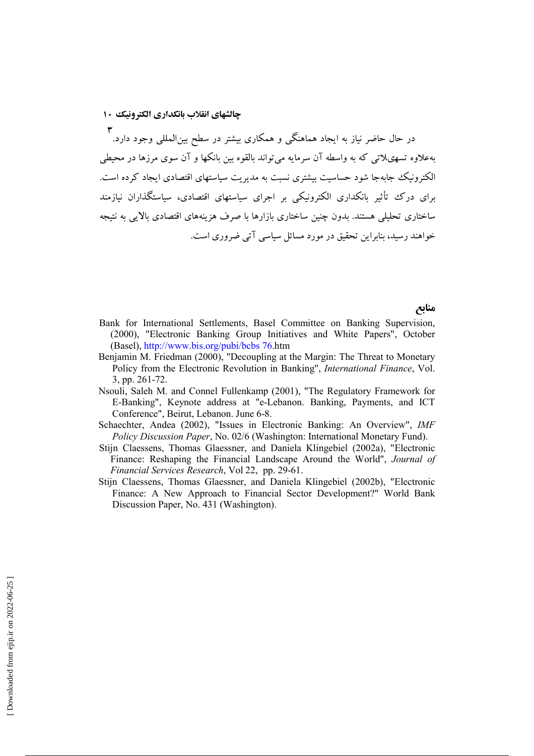در حال حاضر نیاز به ایجاد هماهنگی و همکاری بیشتر در سطح بین‌المللی وجود دارد.[3] به‌علاوه تسهیلاتی که به واسطه آن سرمایه می‌تواند بالقوه بین بانکها و آن سوی مرزها در محیطی الکترونیک جابه‌جا شود حساسیت بیشتری نسبت به مدیریت سیاستهای اقتصادی ایجاد کرده است. برای درک تأثیر بانکداری الکترونیکی بر اجرای سیاستهای اقتصادی، سیاستگذاران نیازمند ساختاری تحلیلی هستند. بدون چنین ساختاری بازارها با صرف هزینه‌های اقتصادی بالایی به نتیجه خواهند رسید، بنابراین تحقیق در مورد مسائل سیاسی آتی ضروری است.

## منابع

Bank for International Settlements, Basel Committee on Banking Supervision, (2000), "Electronic Banking Group Initiatives and White Papers", October (Basel), http://www.bis.org/pubi/bcbs 76.htm

Benjamin M. Friedman (2000), "Decoupling at the Margin: The Threat to Monetary Policy from the Electronic Revolution in Banking", *International Finance*, Vol. 3, pp. 261-72.

Nsouli, Saleh M. and Connel Fullenkamp (2001), "The Regulatory Framework for E-Banking", Keynote address at "e-Lebanon. Banking, Payments, and ICT Conference", Beirut, Lebanon. June 6-8.

Schaechter, Andea (2002), "Issues in Electronic Banking: An Overview", *IMF Policy Discussion Paper*, No. 02/6 (Washington: International Monetary Fund).

Stijn Claessens, Thomas Glaessner, and Daniela Klingebiel (2002a), "Electronic Finance: Reshaping the Financial Landscape Around the World", *Journal of Financial Services Research*, Vol 22, pp. 29-61.

Stijn Claessens, Thomas Glaessner, and Daniela Klingebiel (2002b), "Electronic Finance: A New Approach to Financial Sector Development?" World Bank Discussion Paper, No. 431 (Washington).